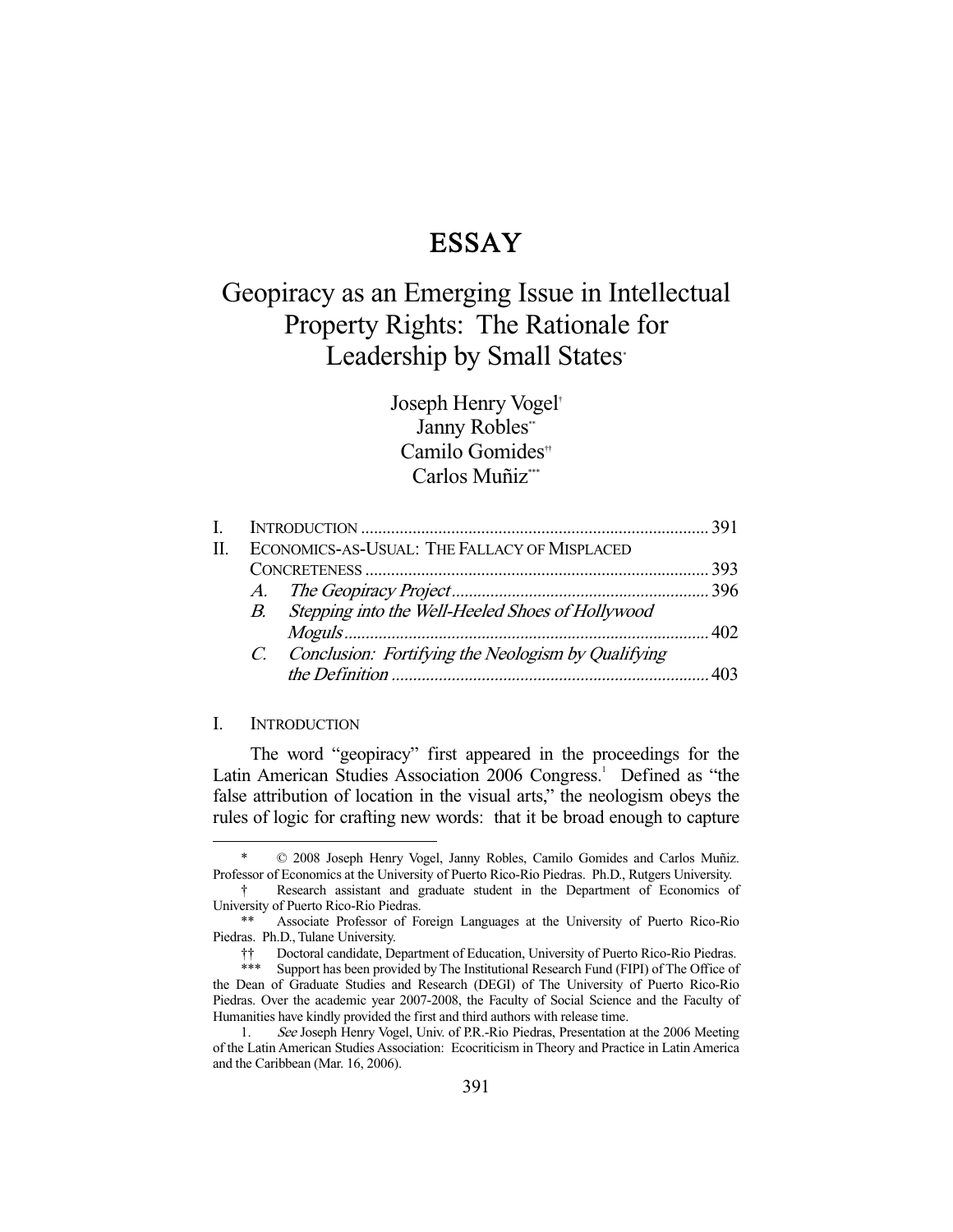# ESSAY

## Geopiracy as an Emerging Issue in Intellectual Property Rights: The Rationale for Leadership by Small States[*]

Joseph Henry Vogel[†]
Janny Robles[**]
Camilo Gomides[††]
Carlos Muñiz[***]

| | | |
|---|---|---|
| I. | INTRODUCTION | 391 |
| II. | ECONOMICS-AS-USUAL: THE FALLACY OF MISPLACED CONCRETENESS | 393 |
| | *A. The Geopiracy Project* | 396 |
| | *B. Stepping into the Well-Heeled Shoes of Hollywood Moguls* | 402 |
| | *C. Conclusion: Fortifying the Neologism by Qualifying the Definition* | 403 |

### I. INTRODUCTION

The word "geopiracy" first appeared in the proceedings for the Latin American Studies Association 2006 Congress.[1] Defined as "the false attribution of location in the visual arts," the neologism obeys the rules of logic for crafting new words: that it be broad enough to capture

---

\* © 2008 Joseph Henry Vogel, Janny Robles, Camilo Gomides and Carlos Muñiz. Professor of Economics at the University of Puerto Rico-Rio Piedras. Ph.D., Rutgers University.

† Research assistant and graduate student in the Department of Economics of University of Puerto Rico-Rio Piedras.

\*\* Associate Professor of Foreign Languages at the University of Puerto Rico-Rio Piedras. Ph.D., Tulane University.

†† Doctoral candidate, Department of Education, University of Puerto Rico-Rio Piedras.

\*\*\* Support has been provided by The Institutional Research Fund (FIPI) of The Office of the Dean of Graduate Studies and Research (DEGI) of The University of Puerto Rico-Rio Piedras. Over the academic year 2007-2008, the Faculty of Social Science and the Faculty of Humanities have kindly provided the first and third authors with release time.

1. *See* Joseph Henry Vogel, Univ. of P.R.-Rio Piedras, Presentation at the 2006 Meeting of the Latin American Studies Association: Ecocriticism in Theory and Practice in Latin America and the Caribbean (Mar. 16, 2006).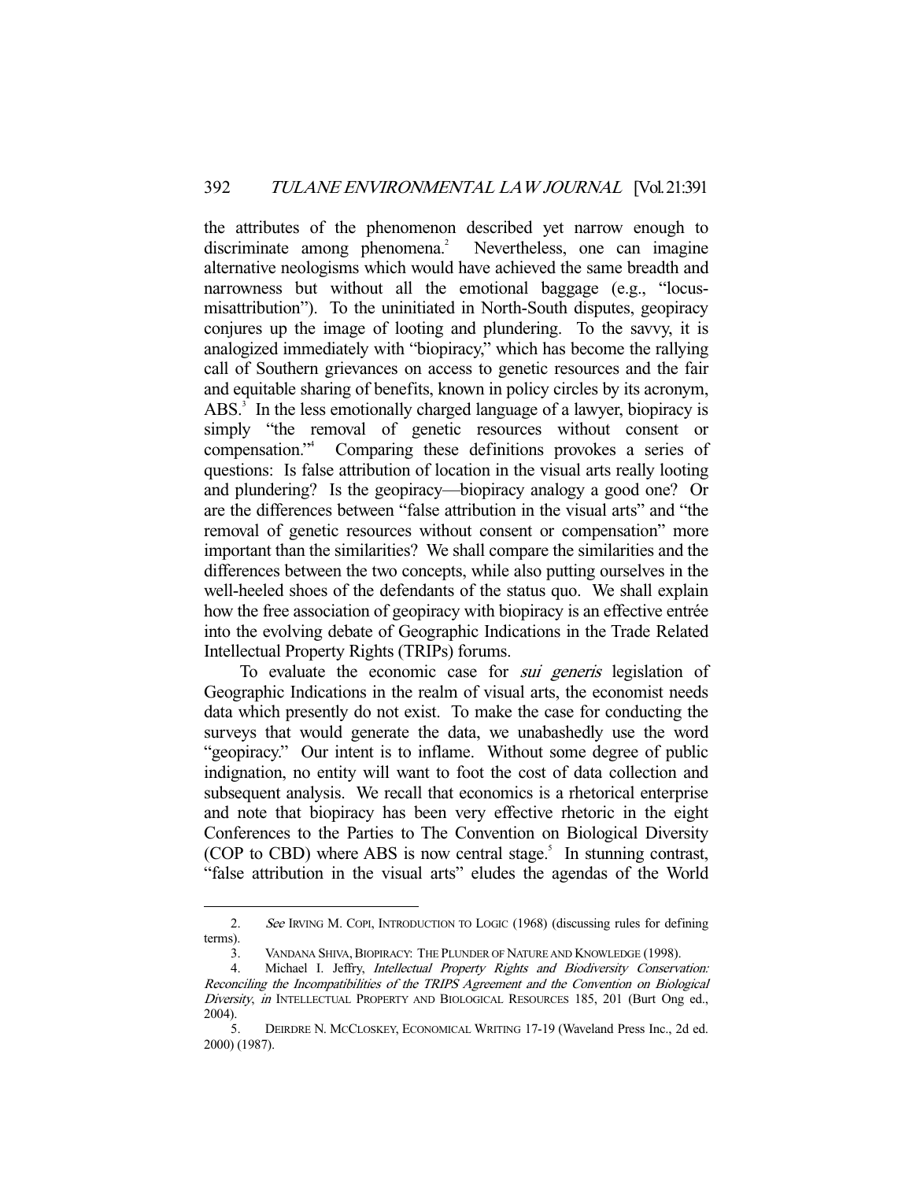the attributes of the phenomenon described yet narrow enough to discriminate among phenomena.[2] Nevertheless, one can imagine alternative neologisms which would have achieved the same breadth and narrowness but without all the emotional baggage (e.g., "locus-misattribution"). To the uninitiated in North-South disputes, geopiracy conjures up the image of looting and plundering. To the savvy, it is analogized immediately with "biopiracy," which has become the rallying call of Southern grievances on access to genetic resources and the fair and equitable sharing of benefits, known in policy circles by its acronym, ABS.[3] In the less emotionally charged language of a lawyer, biopiracy is simply "the removal of genetic resources without consent or compensation."[4] Comparing these definitions provokes a series of questions: Is false attribution of location in the visual arts really looting and plundering? Is the geopiracy—biopiracy analogy a good one? Or are the differences between "false attribution in the visual arts" and "the removal of genetic resources without consent or compensation" more important than the similarities? We shall compare the similarities and the differences between the two concepts, while also putting ourselves in the well-heeled shoes of the defendants of the status quo. We shall explain how the free association of geopiracy with biopiracy is an effective entrée into the evolving debate of Geographic Indications in the Trade Related Intellectual Property Rights (TRIPs) forums.

To evaluate the economic case for *sui generis* legislation of Geographic Indications in the realm of visual arts, the economist needs data which presently do not exist. To make the case for conducting the surveys that would generate the data, we unabashedly use the word "geopiracy." Our intent is to inflame. Without some degree of public indignation, no entity will want to foot the cost of data collection and subsequent analysis. We recall that economics is a rhetorical enterprise and note that biopiracy has been very effective rhetoric in the eight Conferences to the Parties to The Convention on Biological Diversity (COP to CBD) where ABS is now central stage.[5] In stunning contrast, "false attribution in the visual arts" eludes the agendas of the World

---

2. *See* IRVING M. COPI, INTRODUCTION TO LOGIC (1968) (discussing rules for defining terms).

3. VANDANA SHIVA, BIOPIRACY: THE PLUNDER OF NATURE AND KNOWLEDGE (1998).

4. Michael I. Jeffry, *Intellectual Property Rights and Biodiversity Conservation: Reconciling the Incompatibilities of the TRIPS Agreement and the Convention on Biological Diversity*, *in* INTELLECTUAL PROPERTY AND BIOLOGICAL RESOURCES 185, 201 (Burt Ong ed., 2004).

5. DEIRDRE N. MCCLOSKEY, ECONOMICAL WRITING 17-19 (Waveland Press Inc., 2d ed. 2000) (1987).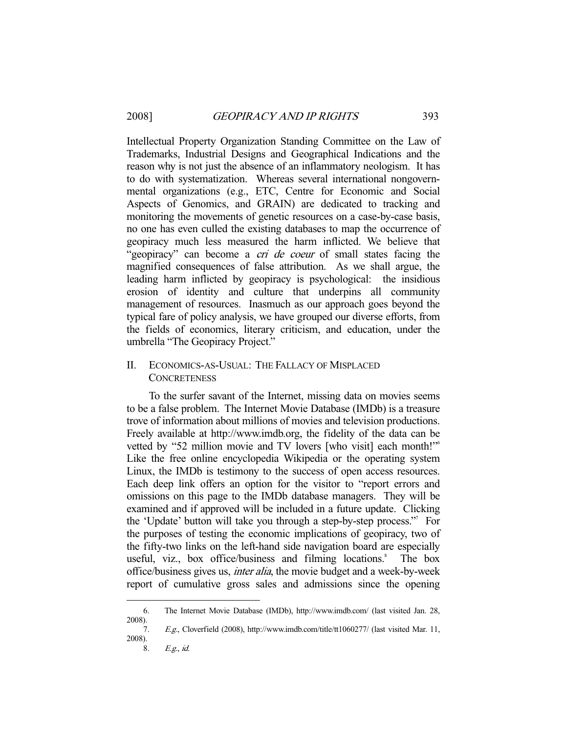Intellectual Property Organization Standing Committee on the Law of Trademarks, Industrial Designs and Geographical Indications and the reason why is not just the absence of an inflammatory neologism. It has to do with systematization. Whereas several international nongovernmental organizations (e.g., ETC, Centre for Economic and Social Aspects of Genomics, and GRAIN) are dedicated to tracking and monitoring the movements of genetic resources on a case-by-case basis, no one has even culled the existing databases to map the occurrence of geopiracy much less measured the harm inflicted. We believe that "geopiracy" can become a *cri de coeur* of small states facing the magnified consequences of false attribution. As we shall argue, the leading harm inflicted by geopiracy is psychological: the insidious erosion of identity and culture that underpins all community management of resources. Inasmuch as our approach goes beyond the typical fare of policy analysis, we have grouped our diverse efforts, from the fields of economics, literary criticism, and education, under the umbrella "The Geopiracy Project."

## II. Economics-as-Usual: The Fallacy of Misplaced Concreteness

To the surfer savant of the Internet, missing data on movies seems to be a false problem. The Internet Movie Database (IMDb) is a treasure trove of information about millions of movies and television productions. Freely available at http://www.imdb.org, the fidelity of the data can be vetted by "52 million movie and TV lovers [who visit] each month!"[6] Like the free online encyclopedia Wikipedia or the operating system Linux, the IMDb is testimony to the success of open access resources. Each deep link offers an option for the visitor to "report errors and omissions on this page to the IMDb database managers. They will be examined and if approved will be included in a future update. Clicking the 'Update' button will take you through a step-by-step process."[7] For the purposes of testing the economic implications of geopiracy, two of the fifty-two links on the left-hand side navigation board are especially useful, viz., box office/business and filming locations.[8] The box office/business gives us, *inter alia*, the movie budget and a week-by-week report of cumulative gross sales and admissions since the opening

---

6. The Internet Movie Database (IMDb), http://www.imdb.com/ (last visited Jan. 28, 2008).

7. *E.g.*, Cloverfield (2008), http://www.imdb.com/title/tt1060277/ (last visited Mar. 11, 2008).

8. *E.g.*, *id.*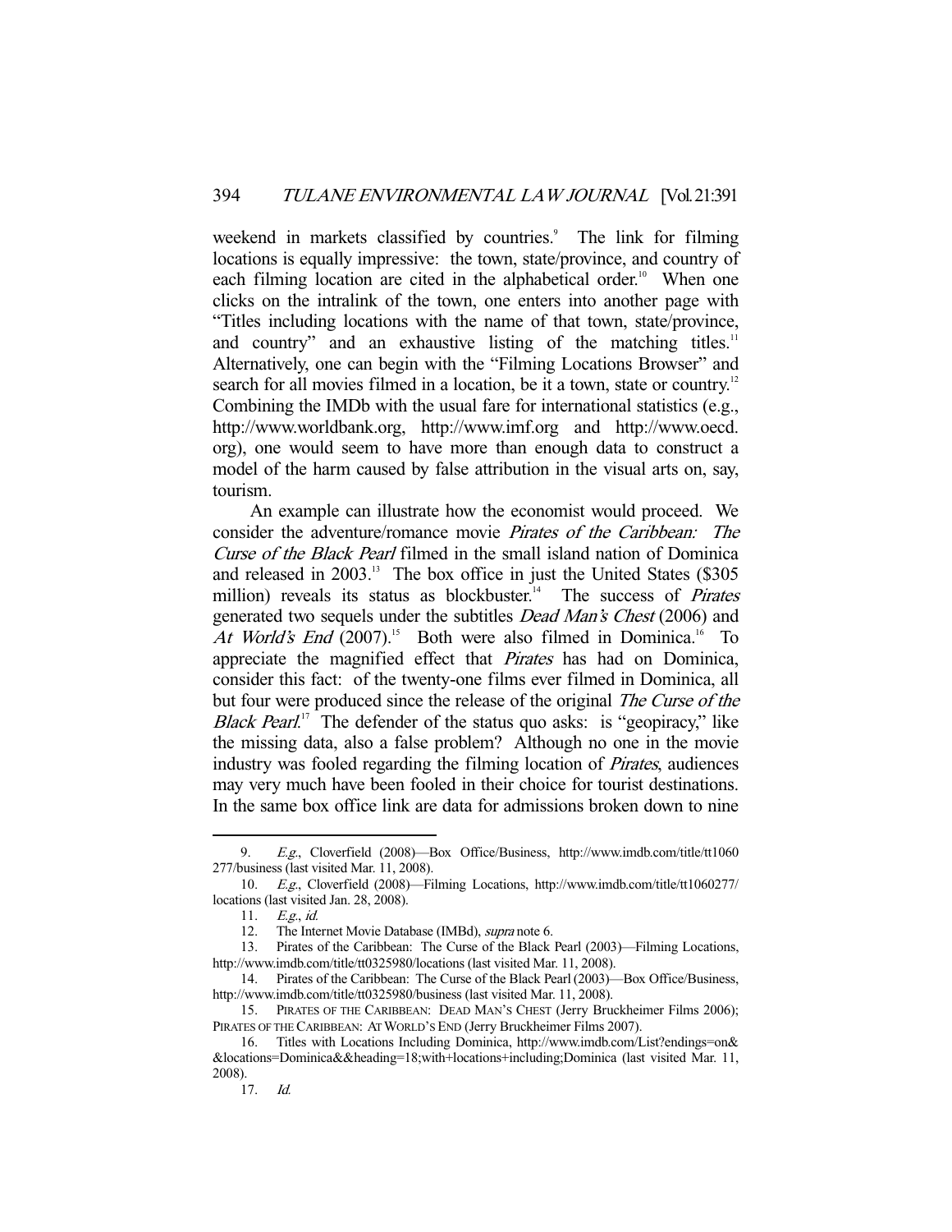weekend in markets classified by countries.[9] The link for filming locations is equally impressive: the town, state/province, and country of each filming location are cited in the alphabetical order.[10] When one clicks on the intralink of the town, one enters into another page with "Titles including locations with the name of that town, state/province, and country" and an exhaustive listing of the matching titles.[11] Alternatively, one can begin with the "Filming Locations Browser" and search for all movies filmed in a location, be it a town, state or country.[12] Combining the IMDb with the usual fare for international statistics (e.g., http://www.worldbank.org, http://www.imf.org and http://www.oecd.org), one would seem to have more than enough data to construct a model of the harm caused by false attribution in the visual arts on, say, tourism.

An example can illustrate how the economist would proceed. We consider the adventure/romance movie *Pirates of the Caribbean: The Curse of the Black Pearl* filmed in the small island nation of Dominica and released in 2003.[13] The box office in just the United States ($305 million) reveals its status as blockbuster.[14] The success of *Pirates* generated two sequels under the subtitles *Dead Man's Chest* (2006) and *At World's End* (2007).[15] Both were also filmed in Dominica.[16] To appreciate the magnified effect that *Pirates* has had on Dominica, consider this fact: of the twenty-one films ever filmed in Dominica, all but four were produced since the release of the original *The Curse of the Black Pearl*.[17] The defender of the status quo asks: is "geopiracy," like the missing data, also a false problem? Although no one in the movie industry was fooled regarding the filming location of *Pirates*, audiences may very much have been fooled in their choice for tourist destinations. In the same box office link are data for admissions broken down to nine

---

9. *E.g.*, Cloverfield (2008)—Box Office/Business, http://www.imdb.com/title/tt1060277/business (last visited Mar. 11, 2008).

10. *E.g.*, Cloverfield (2008)—Filming Locations, http://www.imdb.com/title/tt1060277/locations (last visited Jan. 28, 2008).

11. *E.g.*, *id.*

12. The Internet Movie Database (IMBd), *supra* note 6.

13. Pirates of the Caribbean: The Curse of the Black Pearl (2003)—Filming Locations, http://www.imdb.com/title/tt0325980/locations (last visited Mar. 11, 2008).

14. Pirates of the Caribbean: The Curse of the Black Pearl (2003)—Box Office/Business, http://www.imdb.com/title/tt0325980/business (last visited Mar. 11, 2008).

15. PIRATES OF THE CARIBBEAN: DEAD MAN'S CHEST (Jerry Bruckheimer Films 2006); PIRATES OF THE CARIBBEAN: AT WORLD'S END (Jerry Bruckheimer Films 2007).

16. Titles with Locations Including Dominica, http://www.imdb.com/List?endings=on&&locations=Dominica&&heading=18;with+locations+including;Dominica (last visited Mar. 11, 2008).

17. *Id.*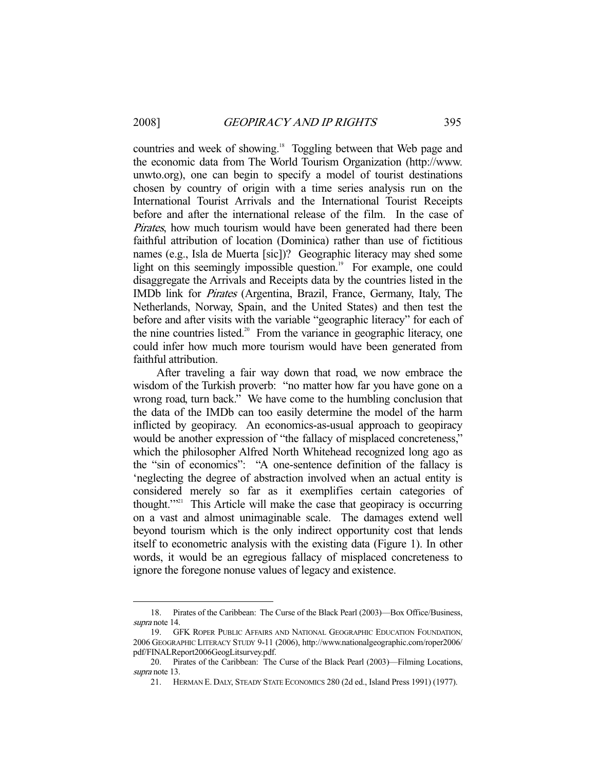countries and week of showing.[18] Toggling between that Web page and the economic data from The World Tourism Organization (http://www.unwto.org), one can begin to specify a model of tourist destinations chosen by country of origin with a time series analysis run on the International Tourist Arrivals and the International Tourist Receipts before and after the international release of the film. In the case of *Pirates*, how much tourism would have been generated had there been faithful attribution of location (Dominica) rather than use of fictitious names (e.g., Isla de Muerta [sic])? Geographic literacy may shed some light on this seemingly impossible question.[19] For example, one could disaggregate the Arrivals and Receipts data by the countries listed in the IMDb link for *Pirates* (Argentina, Brazil, France, Germany, Italy, The Netherlands, Norway, Spain, and the United States) and then test the before and after visits with the variable "geographic literacy" for each of the nine countries listed.[20] From the variance in geographic literacy, one could infer how much more tourism would have been generated from faithful attribution.

After traveling a fair way down that road, we now embrace the wisdom of the Turkish proverb: "no matter how far you have gone on a wrong road, turn back." We have come to the humbling conclusion that the data of the IMDb can too easily determine the model of the harm inflicted by geopiracy. An economics-as-usual approach to geopiracy would be another expression of "the fallacy of misplaced concreteness," which the philosopher Alfred North Whitehead recognized long ago as the "sin of economics": "A one-sentence definition of the fallacy is 'neglecting the degree of abstraction involved when an actual entity is considered merely so far as it exemplifies certain categories of thought.'"[21] This Article will make the case that geopiracy is occurring on a vast and almost unimaginable scale. The damages extend well beyond tourism which is the only indirect opportunity cost that lends itself to econometric analysis with the existing data (Figure 1). In other words, it would be an egregious fallacy of misplaced concreteness to ignore the foregone nonuse values of legacy and existence.

---

18. Pirates of the Caribbean: The Curse of the Black Pearl (2003)—Box Office/Business, *supra* note 14.

19. GFK ROPER PUBLIC AFFAIRS AND NATIONAL GEOGRAPHIC EDUCATION FOUNDATION, 2006 GEOGRAPHIC LITERACY STUDY 9-11 (2006), http://www.nationalgeographic.com/roper2006/pdf/FINALReport2006GeogLitsurvey.pdf.

20. Pirates of the Caribbean: The Curse of the Black Pearl (2003)—Filming Locations, *supra* note 13.

21. HERMAN E. DALY, STEADY STATE ECONOMICS 280 (2d ed., Island Press 1991) (1977).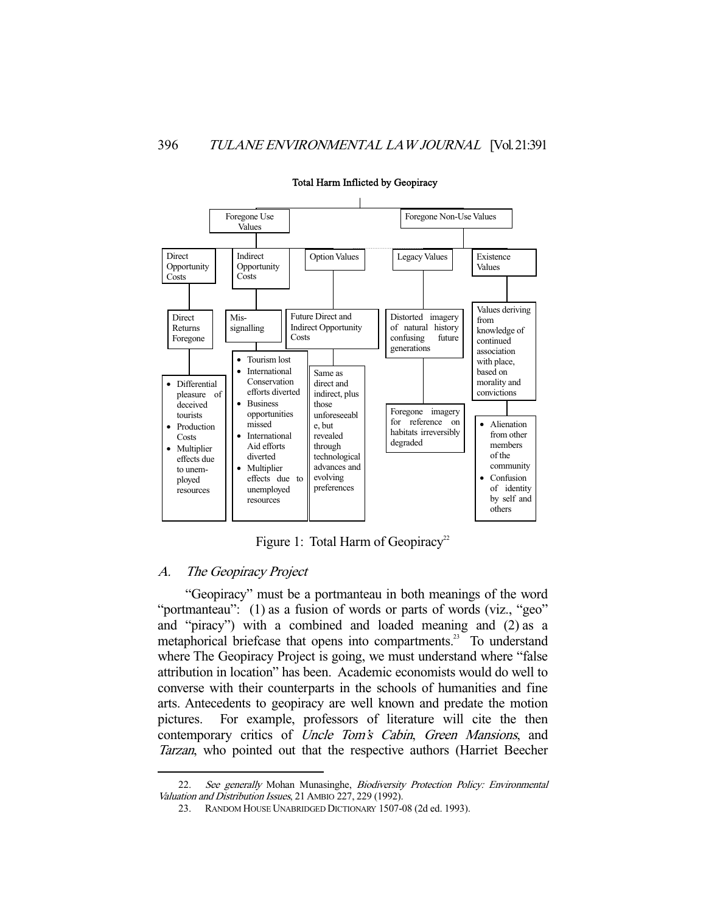**Total Harm Inflicted by Geopiracy**

- Foregone Use Values
  - Direct Opportunity Costs
    - Direct Returns Foregone
      - Differential pleasure of deceived tourists
      - Production Costs
      - Multiplier effects due to unem-ployed resources
  - Indirect Opportunity Costs
    - Mis-signalling
      - Tourism lost
      - International Conservation efforts diverted
      - Business opportunities missed
      - International Aid efforts diverted
      - Multiplier effects due to unemployed resources
  - Option Values
    - Future Direct and Indirect Opportunity Costs
      - Same as direct and indirect, plus those unforeseeabl e, but revealed through technological advances and evolving preferences
- Foregone Non-Use Values
  - Legacy Values
    - Distorted imagery of natural history confusing future generations
      - Foregone imagery for reference on habitats irreversibly degraded
  - Existence Values
    - Values deriving from knowledge of continued association with place, based on morality and convictions
      - Alienation from other members of the community
      - Confusion of identity by self and others

Figure 1: Total Harm of Geopiracy[22]

## A. *The Geopiracy Project*

"Geopiracy" must be a portmanteau in both meanings of the word "portmanteau": (1) as a fusion of words or parts of words (viz., "geo" and "piracy") with a combined and loaded meaning and (2) as a metaphorical briefcase that opens into compartments.[23] To understand where The Geopiracy Project is going, we must understand where "false attribution in location" has been. Academic economists would do well to converse with their counterparts in the schools of humanities and fine arts. Antecedents to geopiracy are well known and predate the motion pictures. For example, professors of literature will cite the then contemporary critics of *Uncle Tom's Cabin*, *Green Mansions*, and *Tarzan*, who pointed out that the respective authors (Harriet Beecher

---

22. *See generally* Mohan Munasinghe, *Biodiversity Protection Policy: Environmental Valuation and Distribution Issues*, 21 AMBIO 227, 229 (1992).

23. RANDOM HOUSE UNABRIDGED DICTIONARY 1507-08 (2d ed. 1993).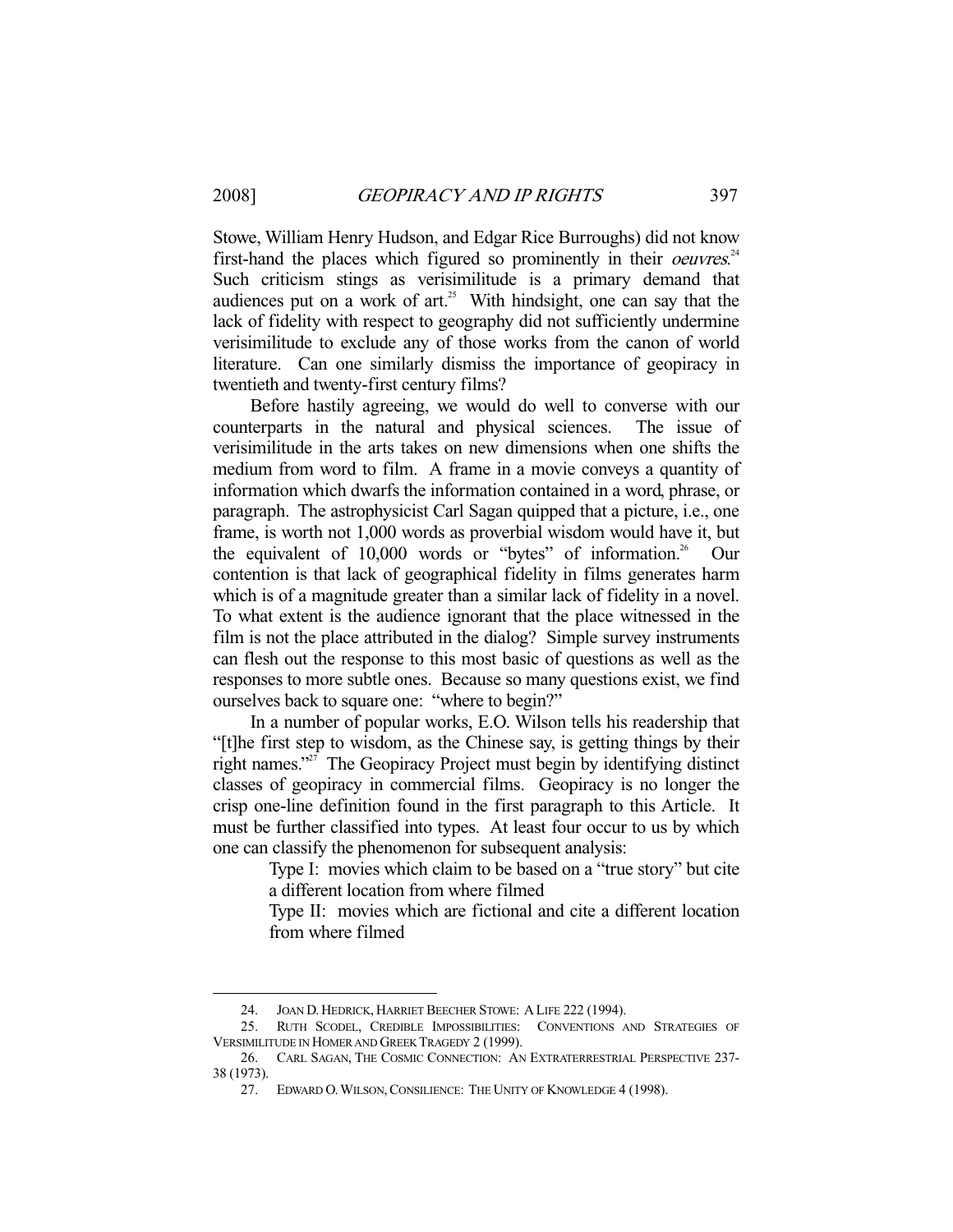Stowe, William Henry Hudson, and Edgar Rice Burroughs) did not know first-hand the places which figured so prominently in their *oeuvres*.[24] Such criticism stings as verisimilitude is a primary demand that audiences put on a work of art.[25] With hindsight, one can say that the lack of fidelity with respect to geography did not sufficiently undermine verisimilitude to exclude any of those works from the canon of world literature. Can one similarly dismiss the importance of geopiracy in twentieth and twenty-first century films?

Before hastily agreeing, we would do well to converse with our counterparts in the natural and physical sciences. The issue of verisimilitude in the arts takes on new dimensions when one shifts the medium from word to film. A frame in a movie conveys a quantity of information which dwarfs the information contained in a word, phrase, or paragraph. The astrophysicist Carl Sagan quipped that a picture, i.e., one frame, is worth not 1,000 words as proverbial wisdom would have it, but the equivalent of 10,000 words or "bytes" of information.[26] Our contention is that lack of geographical fidelity in films generates harm which is of a magnitude greater than a similar lack of fidelity in a novel. To what extent is the audience ignorant that the place witnessed in the film is not the place attributed in the dialog? Simple survey instruments can flesh out the response to this most basic of questions as well as the responses to more subtle ones. Because so many questions exist, we find ourselves back to square one: "where to begin?"

In a number of popular works, E.O. Wilson tells his readership that "[t]he first step to wisdom, as the Chinese say, is getting things by their right names."[27] The Geopiracy Project must begin by identifying distinct classes of geopiracy in commercial films. Geopiracy is no longer the crisp one-line definition found in the first paragraph to this Article. It must be further classified into types. At least four occur to us by which one can classify the phenomenon for subsequent analysis:

> Type I: movies which claim to be based on a "true story" but cite a different location from where filmed
>
> Type II: movies which are fictional and cite a different location from where filmed

---

24. JOAN D. HEDRICK, HARRIET BEECHER STOWE: A LIFE 222 (1994).

25. RUTH SCODEL, CREDIBLE IMPOSSIBILITIES: CONVENTIONS AND STRATEGIES OF VERSIMILITUDE IN HOMER AND GREEK TRAGEDY 2 (1999).

26. CARL SAGAN, THE COSMIC CONNECTION: AN EXTRATERRESTRIAL PERSPECTIVE 237-38 (1973).

27. EDWARD O. WILSON, CONSILIENCE: THE UNITY OF KNOWLEDGE 4 (1998).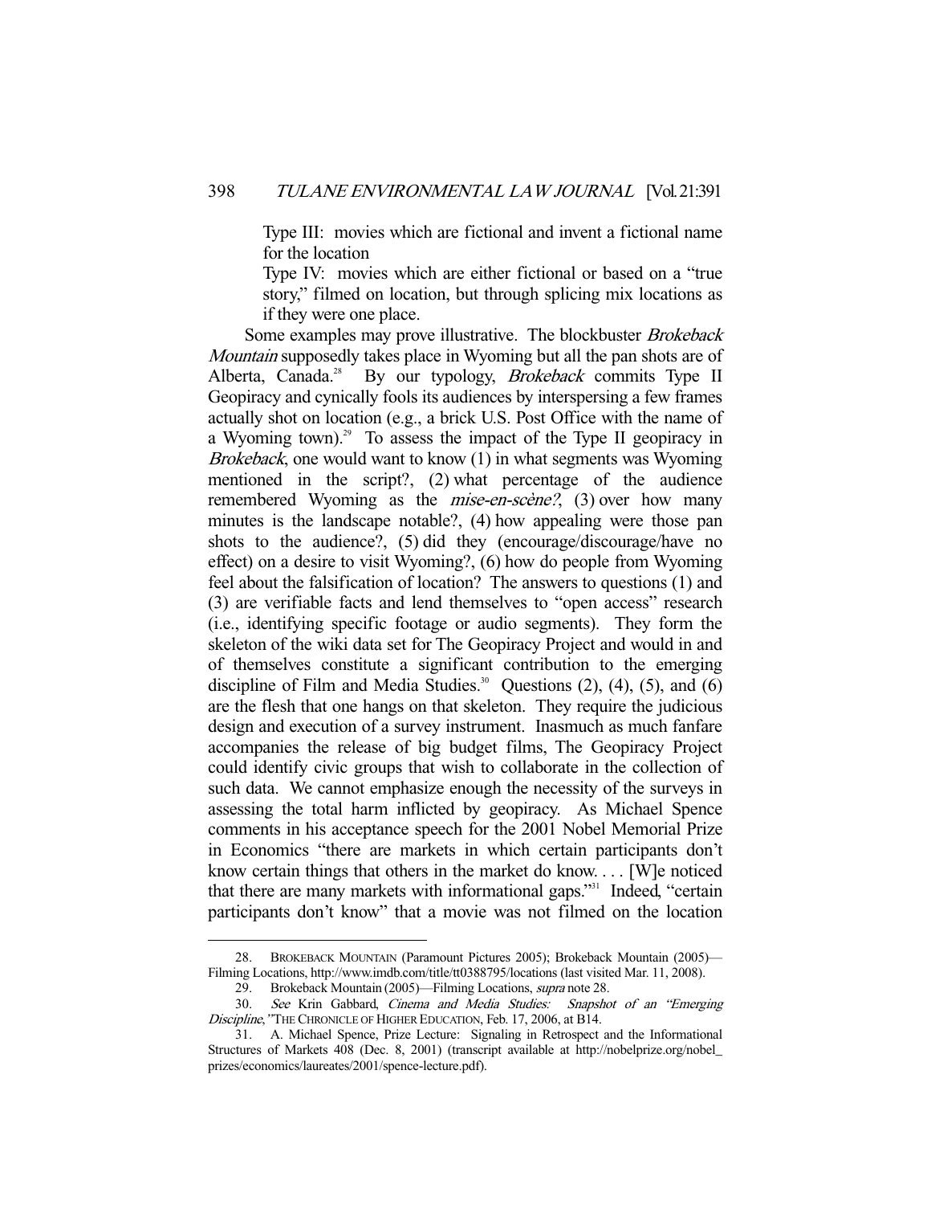Type III: movies which are fictional and invent a fictional name for the location

Type IV: movies which are either fictional or based on a "true story," filmed on location, but through splicing mix locations as if they were one place.

Some examples may prove illustrative. The blockbuster *Brokeback Mountain* supposedly takes place in Wyoming but all the pan shots are of Alberta, Canada.[28] By our typology, *Brokeback* commits Type II Geopiracy and cynically fools its audiences by interspersing a few frames actually shot on location (e.g., a brick U.S. Post Office with the name of a Wyoming town).[29] To assess the impact of the Type II geopiracy in *Brokeback*, one would want to know (1) in what segments was Wyoming mentioned in the script?, (2) what percentage of the audience remembered Wyoming as the *mise-en-scène?*, (3) over how many minutes is the landscape notable?, (4) how appealing were those pan shots to the audience?, (5) did they (encourage/discourage/have no effect) on a desire to visit Wyoming?, (6) how do people from Wyoming feel about the falsification of location? The answers to questions (1) and (3) are verifiable facts and lend themselves to "open access" research (i.e., identifying specific footage or audio segments). They form the skeleton of the wiki data set for The Geopiracy Project and would in and of themselves constitute a significant contribution to the emerging discipline of Film and Media Studies.[30] Questions (2), (4), (5), and (6) are the flesh that one hangs on that skeleton. They require the judicious design and execution of a survey instrument. Inasmuch as much fanfare accompanies the release of big budget films, The Geopiracy Project could identify civic groups that wish to collaborate in the collection of such data. We cannot emphasize enough the necessity of the surveys in assessing the total harm inflicted by geopiracy. As Michael Spence comments in his acceptance speech for the 2001 Nobel Memorial Prize in Economics "there are markets in which certain participants don't know certain things that others in the market do know. . . . [W]e noticed that there are many markets with informational gaps."[31] Indeed, "certain participants don't know" that a movie was not filmed on the location

---

28. BROKEBACK MOUNTAIN (Paramount Pictures 2005); Brokeback Mountain (2005)—Filming Locations, http://www.imdb.com/title/tt0388795/locations (last visited Mar. 11, 2008).

29. Brokeback Mountain (2005)—Filming Locations, *supra* note 28.

30. *See* Krin Gabbard, *Cinema and Media Studies: Snapshot of an "Emerging Discipline*,*"* THE CHRONICLE OF HIGHER EDUCATION, Feb. 17, 2006, at B14.

31. A. Michael Spence, Prize Lecture: Signaling in Retrospect and the Informational Structures of Markets 408 (Dec. 8, 2001) (transcript available at http://nobelprize.org/nobel_prizes/economics/laureates/2001/spence-lecture.pdf).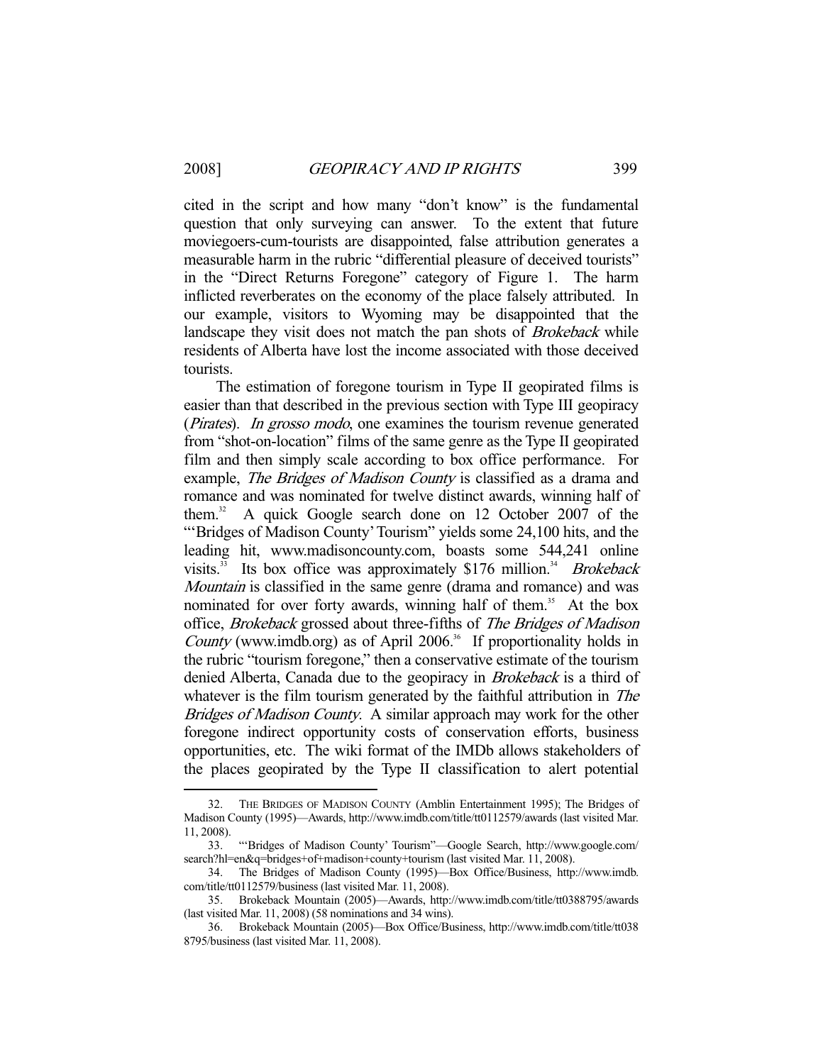cited in the script and how many "don't know" is the fundamental question that only surveying can answer. To the extent that future moviegoers-cum-tourists are disappointed, false attribution generates a measurable harm in the rubric "differential pleasure of deceived tourists" in the "Direct Returns Foregone" category of Figure 1. The harm inflicted reverberates on the economy of the place falsely attributed. In our example, visitors to Wyoming may be disappointed that the landscape they visit does not match the pan shots of *Brokeback* while residents of Alberta have lost the income associated with those deceived tourists.

The estimation of foregone tourism in Type II geopirated films is easier than that described in the previous section with Type III geopiracy (*Pirates*). *In grosso modo*, one examines the tourism revenue generated from "shot-on-location" films of the same genre as the Type II geopirated film and then simply scale according to box office performance. For example, *The Bridges of Madison County* is classified as a drama and romance and was nominated for twelve distinct awards, winning half of them.[32] A quick Google search done on 12 October 2007 of the "'Bridges of Madison County' Tourism" yields some 24,100 hits, and the leading hit, www.madisoncounty.com, boasts some 544,241 online visits.[33] Its box office was approximately $176 million.[34] *Brokeback Mountain* is classified in the same genre (drama and romance) and was nominated for over forty awards, winning half of them.[35] At the box office, *Brokeback* grossed about three-fifths of *The Bridges of Madison County* (www.imdb.org) as of April 2006.[36] If proportionality holds in the rubric "tourism foregone," then a conservative estimate of the tourism denied Alberta, Canada due to the geopiracy in *Brokeback* is a third of whatever is the film tourism generated by the faithful attribution in *The Bridges of Madison County*. A similar approach may work for the other foregone indirect opportunity costs of conservation efforts, business opportunities, etc. The wiki format of the IMDb allows stakeholders of the places geopirated by the Type II classification to alert potential

---

32. THE BRIDGES OF MADISON COUNTY (Amblin Entertainment 1995); The Bridges of Madison County (1995)—Awards, http://www.imdb.com/title/tt0112579/awards (last visited Mar. 11, 2008).

33. "'Bridges of Madison County' Tourism"—Google Search, http://www.google.com/search?hl=en&q=bridges+of+madison+county+tourism (last visited Mar. 11, 2008).

34. The Bridges of Madison County (1995)—Box Office/Business, http://www.imdb.com/title/tt0112579/business (last visited Mar. 11, 2008).

35. Brokeback Mountain (2005)—Awards, http://www.imdb.com/title/tt0388795/awards (last visited Mar. 11, 2008) (58 nominations and 34 wins).

36. Brokeback Mountain (2005)—Box Office/Business, http://www.imdb.com/title/tt0388795/business (last visited Mar. 11, 2008).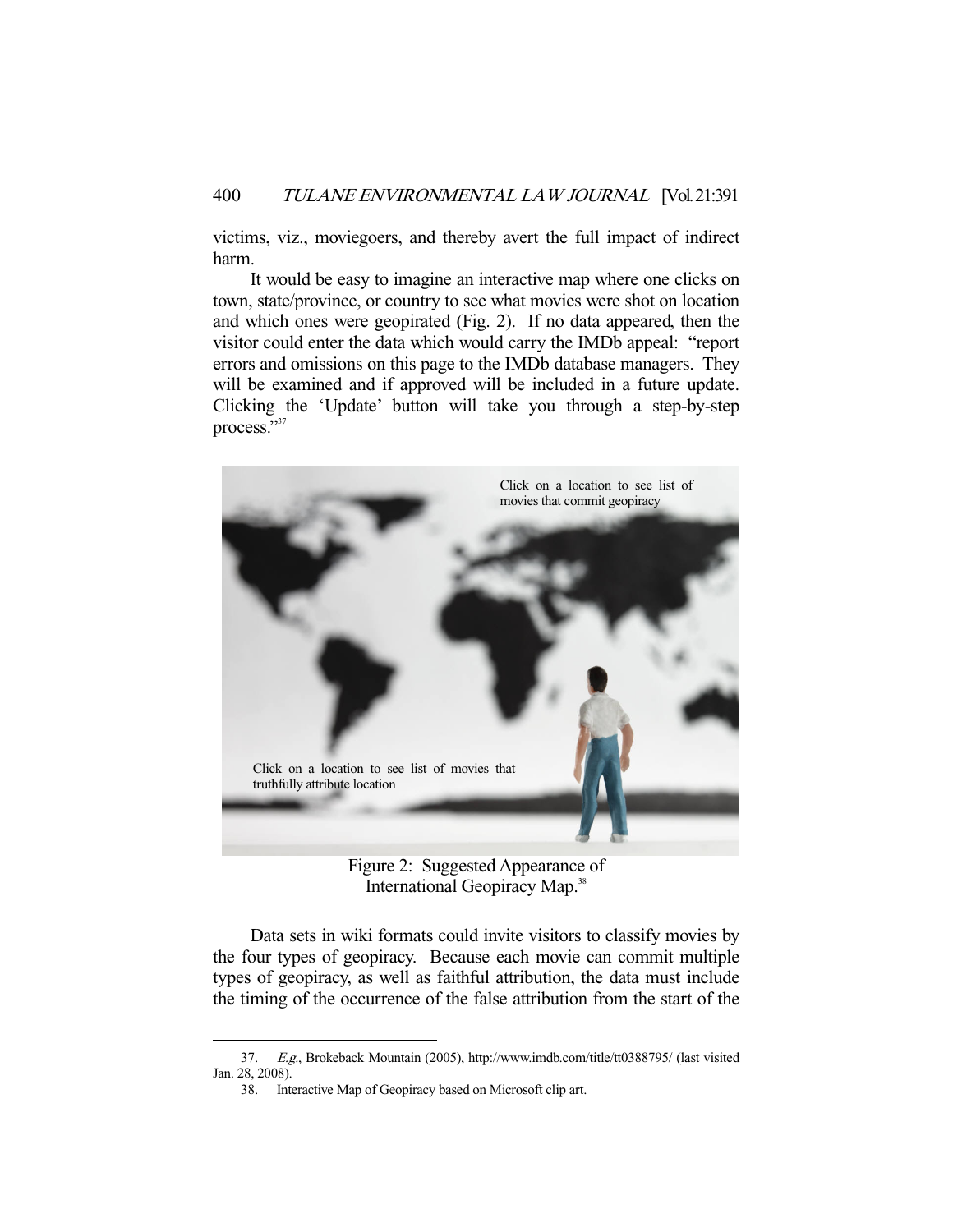victims, viz., moviegoers, and thereby avert the full impact of indirect harm.

It would be easy to imagine an interactive map where one clicks on town, state/province, or country to see what movies were shot on location and which ones were geopirated (Fig. 2). If no data appeared, then the visitor could enter the data which would carry the IMDb appeal: "report errors and omissions on this page to the IMDb database managers. They will be examined and if approved will be included in a future update. Clicking the 'Update' button will take you through a step-by-step process."[37]

Click on a location to see list of movies that commit geopiracy

Click on a location to see list of movies that truthfully attribute location

Figure 2: Suggested Appearance of International Geopiracy Map.[38]

Data sets in wiki formats could invite visitors to classify movies by the four types of geopiracy. Because each movie can commit multiple types of geopiracy, as well as faithful attribution, the data must include the timing of the occurrence of the false attribution from the start of the

---

37. *E.g.*, Brokeback Mountain (2005), http://www.imdb.com/title/tt0388795/ (last visited Jan. 28, 2008).

38. Interactive Map of Geopiracy based on Microsoft clip art.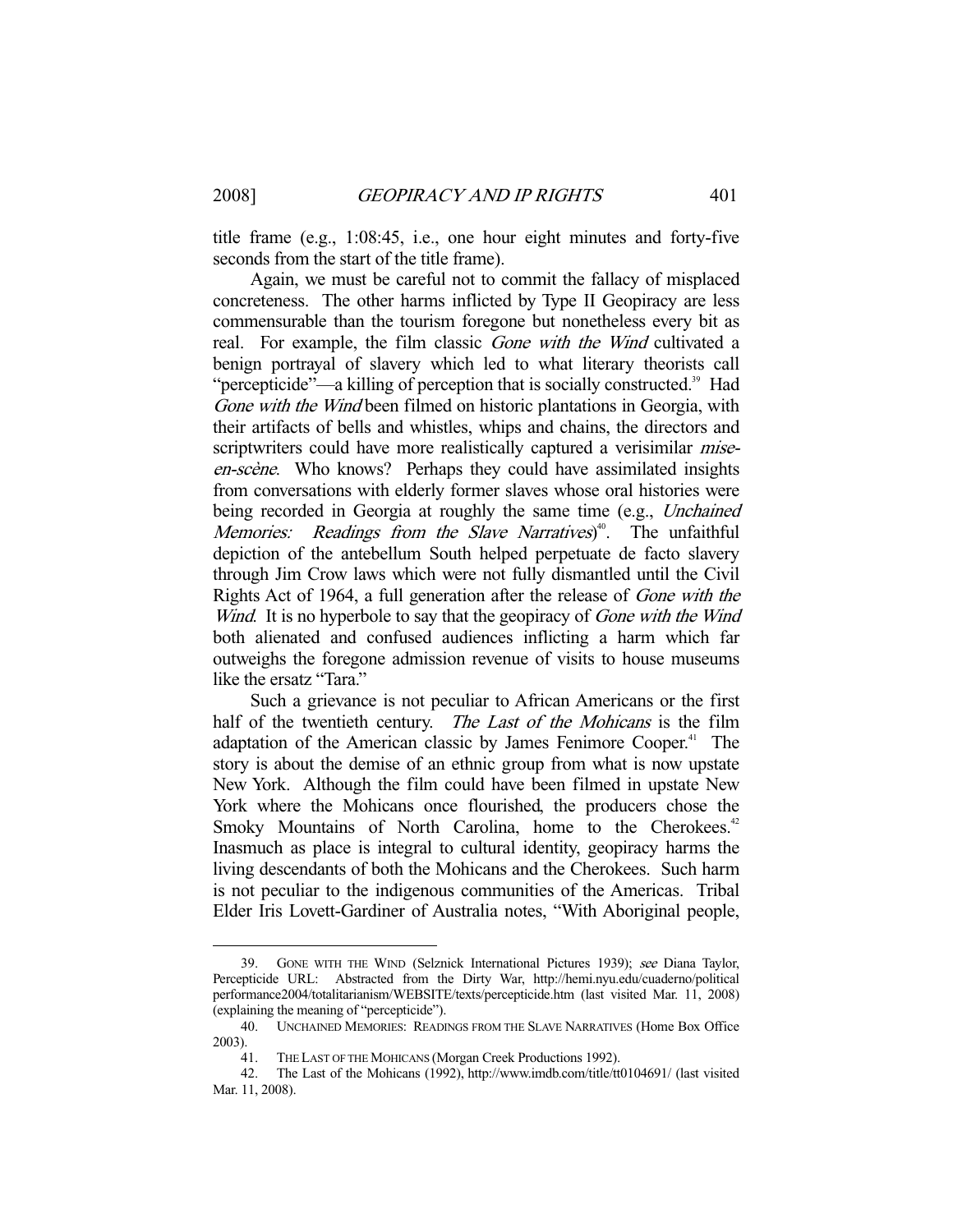title frame (e.g., 1:08:45, i.e., one hour eight minutes and forty-five seconds from the start of the title frame).

Again, we must be careful not to commit the fallacy of misplaced concreteness. The other harms inflicted by Type II Geopiracy are less commensurable than the tourism foregone but nonetheless every bit as real. For example, the film classic *Gone with the Wind* cultivated a benign portrayal of slavery which led to what literary theorists call "percepticide"—a killing of perception that is socially constructed.[39] Had *Gone with the Wind* been filmed on historic plantations in Georgia, with their artifacts of bells and whistles, whips and chains, the directors and scriptwriters could have more realistically captured a verisimilar *mise-en-scène*. Who knows? Perhaps they could have assimilated insights from conversations with elderly former slaves whose oral histories were being recorded in Georgia at roughly the same time (e.g., *Unchained Memories: Readings from the Slave Narratives*)[40]. The unfaithful depiction of the antebellum South helped perpetuate de facto slavery through Jim Crow laws which were not fully dismantled until the Civil Rights Act of 1964, a full generation after the release of *Gone with the Wind*. It is no hyperbole to say that the geopiracy of *Gone with the Wind* both alienated and confused audiences inflicting a harm which far outweighs the foregone admission revenue of visits to house museums like the ersatz "Tara."

Such a grievance is not peculiar to African Americans or the first half of the twentieth century. *The Last of the Mohicans* is the film adaptation of the American classic by James Fenimore Cooper.[41] The story is about the demise of an ethnic group from what is now upstate New York. Although the film could have been filmed in upstate New York where the Mohicans once flourished, the producers chose the Smoky Mountains of North Carolina, home to the Cherokees.[42] Inasmuch as place is integral to cultural identity, geopiracy harms the living descendants of both the Mohicans and the Cherokees. Such harm is not peculiar to the indigenous communities of the Americas. Tribal Elder Iris Lovett-Gardiner of Australia notes, "With Aboriginal people,

---

39. GONE WITH THE WIND (Selznick International Pictures 1939); *see* Diana Taylor, Percepticide URL: Abstracted from the Dirty War, http://hemi.nyu.edu/cuaderno/political performance2004/totalitarianism/WEBSITE/texts/percepticide.htm (last visited Mar. 11, 2008) (explaining the meaning of "percepticide").

40. UNCHAINED MEMORIES: READINGS FROM THE SLAVE NARRATIVES (Home Box Office 2003).

41. THE LAST OF THE MOHICANS (Morgan Creek Productions 1992).

42. The Last of the Mohicans (1992), http://www.imdb.com/title/tt0104691/ (last visited Mar. 11, 2008).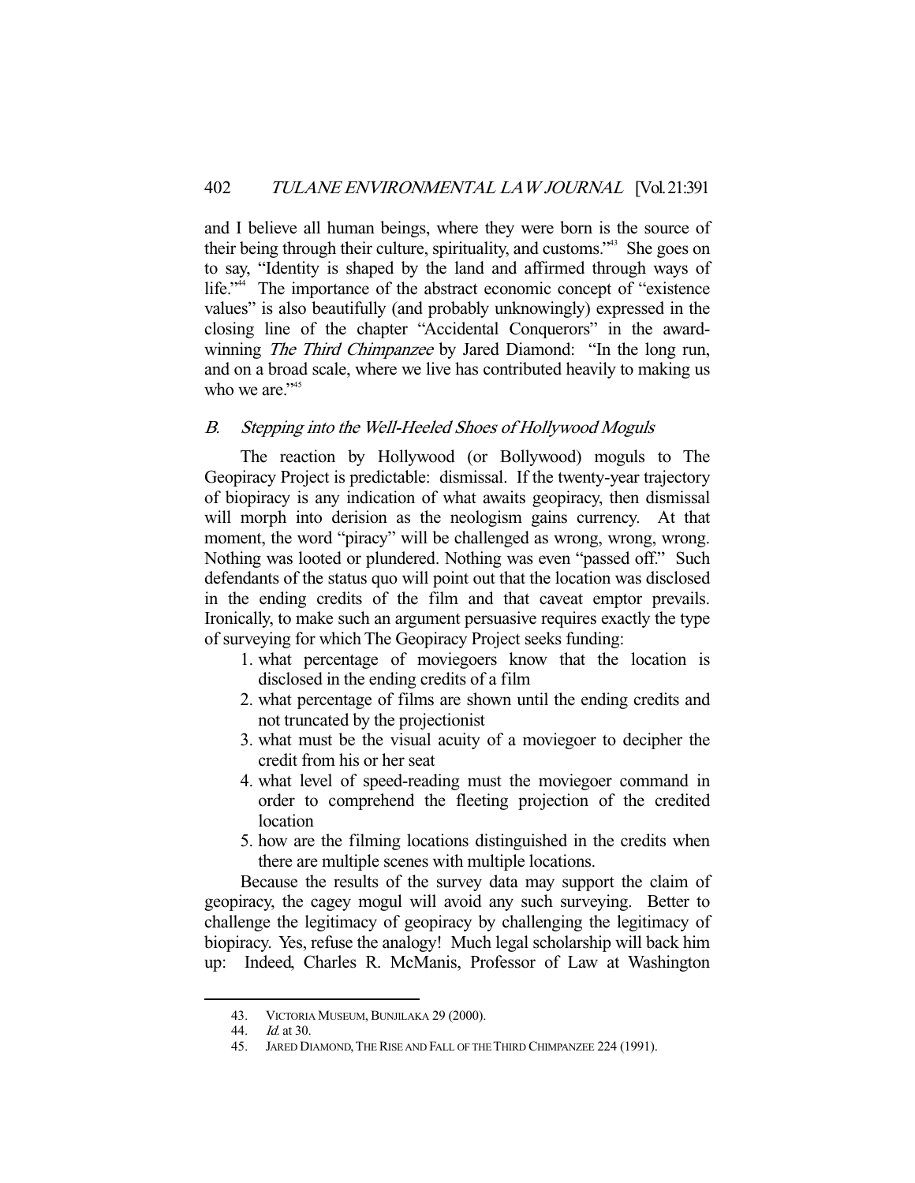and I believe all human beings, where they were born is the source of their being through their culture, spirituality, and customs."[43] She goes on to say, "Identity is shaped by the land and affirmed through ways of life."[44] The importance of the abstract economic concept of "existence values" is also beautifully (and probably unknowingly) expressed in the closing line of the chapter "Accidental Conquerors" in the award-winning *The Third Chimpanzee* by Jared Diamond: "In the long run, and on a broad scale, where we live has contributed heavily to making us who we are."[45]

## B. Stepping into the Well-Heeled Shoes of Hollywood Moguls

The reaction by Hollywood (or Bollywood) moguls to The Geopiracy Project is predictable: dismissal. If the twenty-year trajectory of biopiracy is any indication of what awaits geopiracy, then dismissal will morph into derision as the neologism gains currency. At that moment, the word "piracy" will be challenged as wrong, wrong, wrong. Nothing was looted or plundered. Nothing was even "passed off." Such defendants of the status quo will point out that the location was disclosed in the ending credits of the film and that caveat emptor prevails. Ironically, to make such an argument persuasive requires exactly the type of surveying for which The Geopiracy Project seeks funding:

1. what percentage of moviegoers know that the location is disclosed in the ending credits of a film
2. what percentage of films are shown until the ending credits and not truncated by the projectionist
3. what must be the visual acuity of a moviegoer to decipher the credit from his or her seat
4. what level of speed-reading must the moviegoer command in order to comprehend the fleeting projection of the credited location
5. how are the filming locations distinguished in the credits when there are multiple scenes with multiple locations.

Because the results of the survey data may support the claim of geopiracy, the cagey mogul will avoid any such surveying. Better to challenge the legitimacy of geopiracy by challenging the legitimacy of biopiracy. Yes, refuse the analogy! Much legal scholarship will back him up: Indeed, Charles R. McManis, Professor of Law at Washington

---

43. VICTORIA MUSEUM, BUNJILAKA 29 (2000).

44. *Id.* at 30.

45. JARED DIAMOND, THE RISE AND FALL OF THE THIRD CHIMPANZEE 224 (1991).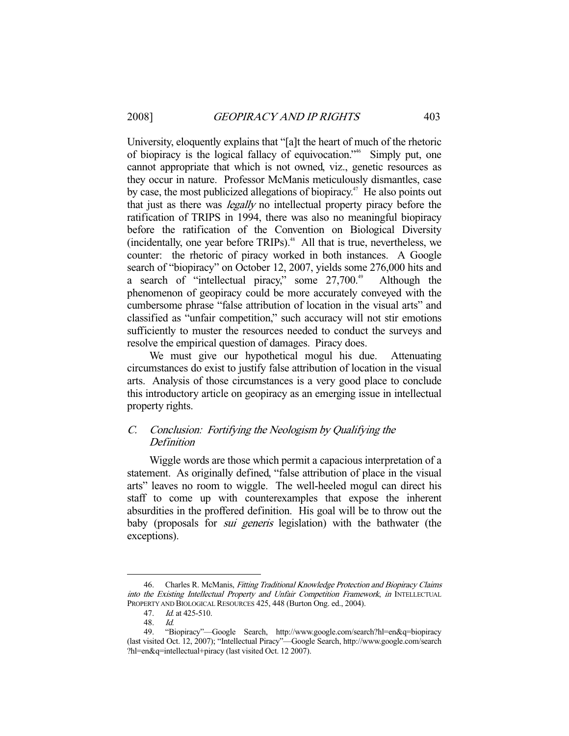University, eloquently explains that "[a]t the heart of much of the rhetoric of biopiracy is the logical fallacy of equivocation."[46] Simply put, one cannot appropriate that which is not owned, viz., genetic resources as they occur in nature. Professor McManis meticulously dismantles, case by case, the most publicized allegations of biopiracy.[47] He also points out that just as there was *legally* no intellectual property piracy before the ratification of TRIPS in 1994, there was also no meaningful biopiracy before the ratification of the Convention on Biological Diversity (incidentally, one year before TRIPs).[48] All that is true, nevertheless, we counter: the rhetoric of piracy worked in both instances. A Google search of "biopiracy" on October 12, 2007, yields some 276,000 hits and a search of "intellectual piracy," some 27,700.[49] Although the phenomenon of geopiracy could be more accurately conveyed with the cumbersome phrase "false attribution of location in the visual arts" and classified as "unfair competition," such accuracy will not stir emotions sufficiently to muster the resources needed to conduct the surveys and resolve the empirical question of damages. Piracy does.

We must give our hypothetical mogul his due. Attenuating circumstances do exist to justify false attribution of location in the visual arts. Analysis of those circumstances is a very good place to conclude this introductory article on geopiracy as an emerging issue in intellectual property rights.

### *C. Conclusion: Fortifying the Neologism by Qualifying the Definition*

Wiggle words are those which permit a capacious interpretation of a statement. As originally defined, "false attribution of place in the visual arts" leaves no room to wiggle. The well-heeled mogul can direct his staff to come up with counterexamples that expose the inherent absurdities in the proffered definition. His goal will be to throw out the baby (proposals for *sui generis* legislation) with the bathwater (the exceptions).

---

46. Charles R. McManis, *Fitting Traditional Knowledge Protection and Biopiracy Claims into the Existing Intellectual Property and Unfair Competition Framework*, *in* INTELLECTUAL PROPERTY AND BIOLOGICAL RESOURCES 425, 448 (Burton Ong. ed., 2004).

47. *Id.* at 425-510.

48. *Id.*

49. "Biopiracy"—Google Search, http://www.google.com/search?hl=en&q=biopiracy (last visited Oct. 12, 2007); "Intellectual Piracy"—Google Search, http://www.google.com/search?hl=en&q=intellectual+piracy (last visited Oct. 12 2007).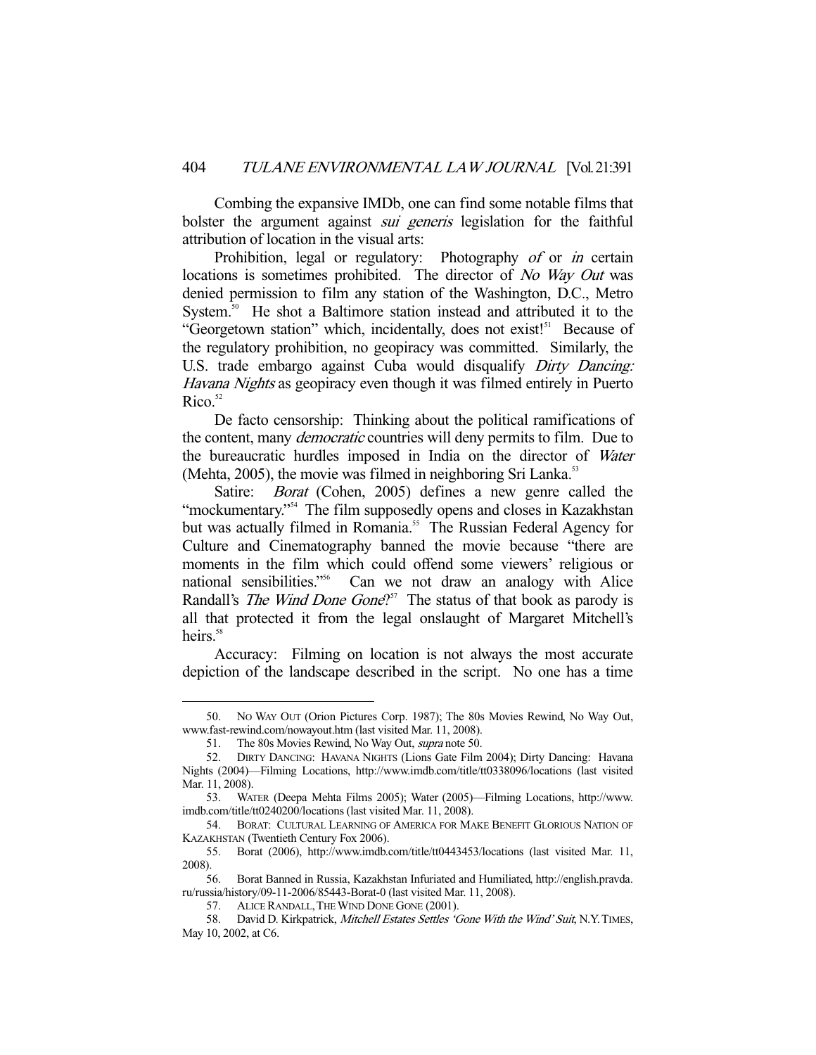Combing the expansive IMDb, one can find some notable films that bolster the argument against *sui generis* legislation for the faithful attribution of location in the visual arts:

Prohibition, legal or regulatory: Photography *of* or *in* certain locations is sometimes prohibited. The director of *No Way Out* was denied permission to film any station of the Washington, D.C., Metro System.[50] He shot a Baltimore station instead and attributed it to the "Georgetown station" which, incidentally, does not exist![51] Because of the regulatory prohibition, no geopiracy was committed. Similarly, the U.S. trade embargo against Cuba would disqualify *Dirty Dancing: Havana Nights* as geopiracy even though it was filmed entirely in Puerto Rico.[52]

De facto censorship: Thinking about the political ramifications of the content, many *democratic* countries will deny permits to film. Due to the bureaucratic hurdles imposed in India on the director of *Water* (Mehta, 2005), the movie was filmed in neighboring Sri Lanka.[53]

Satire: *Borat* (Cohen, 2005) defines a new genre called the "mockumentary."[54] The film supposedly opens and closes in Kazakhstan but was actually filmed in Romania.[55] The Russian Federal Agency for Culture and Cinematography banned the movie because "there are moments in the film which could offend some viewers' religious or national sensibilities."[56] Can we not draw an analogy with Alice Randall's *The Wind Done Gone*?[57] The status of that book as parody is all that protected it from the legal onslaught of Margaret Mitchell's heirs.[58]

Accuracy: Filming on location is not always the most accurate depiction of the landscape described in the script. No one has a time

---

50. NO WAY OUT (Orion Pictures Corp. 1987); The 80s Movies Rewind, No Way Out, www.fast-rewind.com/nowayout.htm (last visited Mar. 11, 2008).

51. The 80s Movies Rewind, No Way Out, *supra* note 50.

52. DIRTY DANCING: HAVANA NIGHTS (Lions Gate Film 2004); Dirty Dancing: Havana Nights (2004)—Filming Locations, http://www.imdb.com/title/tt0338096/locations (last visited Mar. 11, 2008).

53. WATER (Deepa Mehta Films 2005); Water (2005)—Filming Locations, http://www.imdb.com/title/tt0240200/locations (last visited Mar. 11, 2008).

54. BORAT: CULTURAL LEARNING OF AMERICA FOR MAKE BENEFIT GLORIOUS NATION OF KAZAKHSTAN (Twentieth Century Fox 2006).

55. Borat (2006), http://www.imdb.com/title/tt0443453/locations (last visited Mar. 11, 2008).

56. Borat Banned in Russia, Kazakhstan Infuriated and Humiliated, http://english.pravda.ru/russia/history/09-11-2006/85443-Borat-0 (last visited Mar. 11, 2008).

57. ALICE RANDALL, THE WIND DONE GONE (2001).

58. David D. Kirkpatrick, *Mitchell Estates Settles 'Gone With the Wind' Suit*, N.Y. TIMES, May 10, 2002, at C6.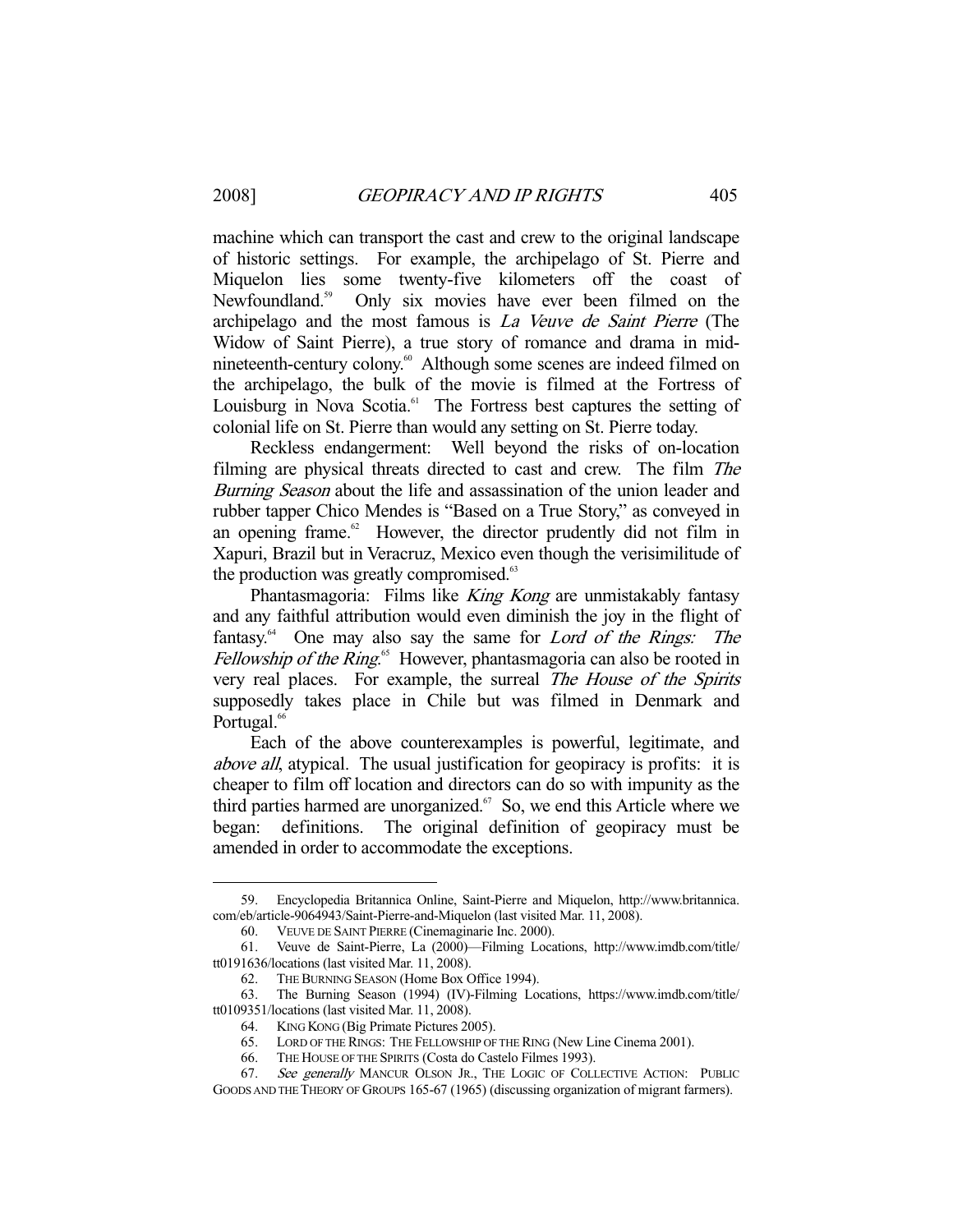machine which can transport the cast and crew to the original landscape of historic settings. For example, the archipelago of St. Pierre and Miquelon lies some twenty-five kilometers off the coast of Newfoundland.[59] Only six movies have ever been filmed on the archipelago and the most famous is *La Veuve de Saint Pierre* (The Widow of Saint Pierre), a true story of romance and drama in mid-nineteenth-century colony.[60] Although some scenes are indeed filmed on the archipelago, the bulk of the movie is filmed at the Fortress of Louisburg in Nova Scotia.[61] The Fortress best captures the setting of colonial life on St. Pierre than would any setting on St. Pierre today.

Reckless endangerment: Well beyond the risks of on-location filming are physical threats directed to cast and crew. The film *The Burning Season* about the life and assassination of the union leader and rubber tapper Chico Mendes is "Based on a True Story," as conveyed in an opening frame.[62] However, the director prudently did not film in Xapuri, Brazil but in Veracruz, Mexico even though the verisimilitude of the production was greatly compromised.[63]

Phantasmagoria: Films like *King Kong* are unmistakably fantasy and any faithful attribution would even diminish the joy in the flight of fantasy.[64] One may also say the same for *Lord of the Rings: The Fellowship of the Ring*.[65] However, phantasmagoria can also be rooted in very real places. For example, the surreal *The House of the Spirits* supposedly takes place in Chile but was filmed in Denmark and Portugal.[66]

Each of the above counterexamples is powerful, legitimate, and *above all*, atypical. The usual justification for geopiracy is profits: it is cheaper to film off location and directors can do so with impunity as the third parties harmed are unorganized.[67] So, we end this Article where we began: definitions. The original definition of geopiracy must be amended in order to accommodate the exceptions.

---

59. Encyclopedia Britannica Online, Saint-Pierre and Miquelon, http://www.britannica.com/eb/article-9064943/Saint-Pierre-and-Miquelon (last visited Mar. 11, 2008).

60. VEUVE DE SAINT PIERRE (Cinemaginarie Inc. 2000).

61. Veuve de Saint-Pierre, La (2000)—Filming Locations, http://www.imdb.com/title/tt0191636/locations (last visited Mar. 11, 2008).

62. THE BURNING SEASON (Home Box Office 1994).

63. The Burning Season (1994) (IV)-Filming Locations, https://www.imdb.com/title/tt0109351/locations (last visited Mar. 11, 2008).

64. KING KONG (Big Primate Pictures 2005).

65. LORD OF THE RINGS: THE FELLOWSHIP OF THE RING (New Line Cinema 2001).

66. THE HOUSE OF THE SPIRITS (Costa do Castelo Filmes 1993).

67. *See generally* MANCUR OLSON JR., THE LOGIC OF COLLECTIVE ACTION: PUBLIC GOODS AND THE THEORY OF GROUPS 165-67 (1965) (discussing organization of migrant farmers).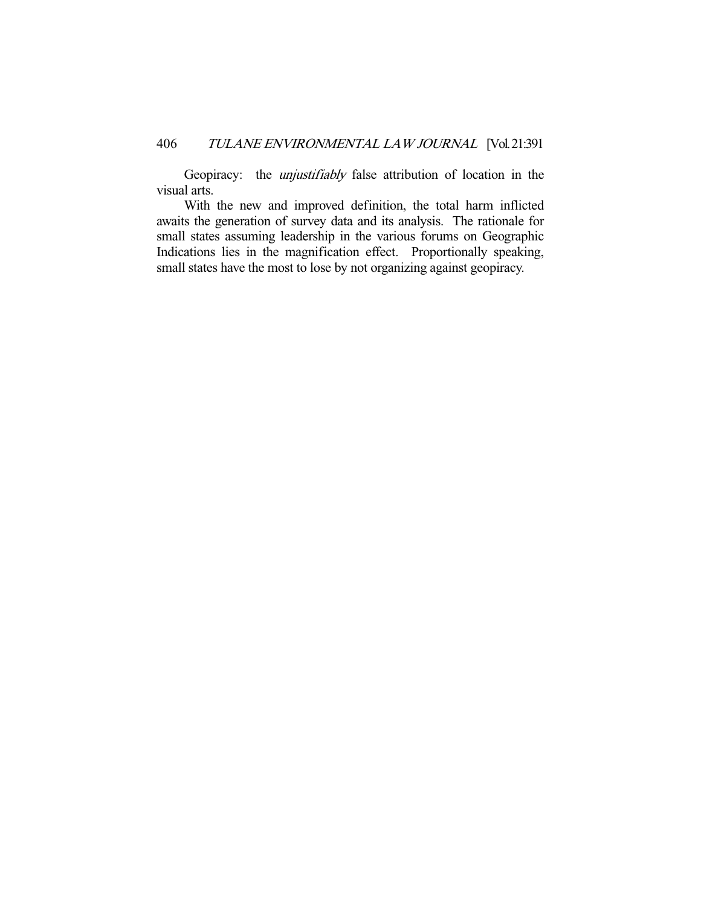Geopiracy: the *unjustifiably* false attribution of location in the visual arts.

With the new and improved definition, the total harm inflicted awaits the generation of survey data and its analysis. The rationale for small states assuming leadership in the various forums on Geographic Indications lies in the magnification effect. Proportionally speaking, small states have the most to lose by not organizing against geopiracy.